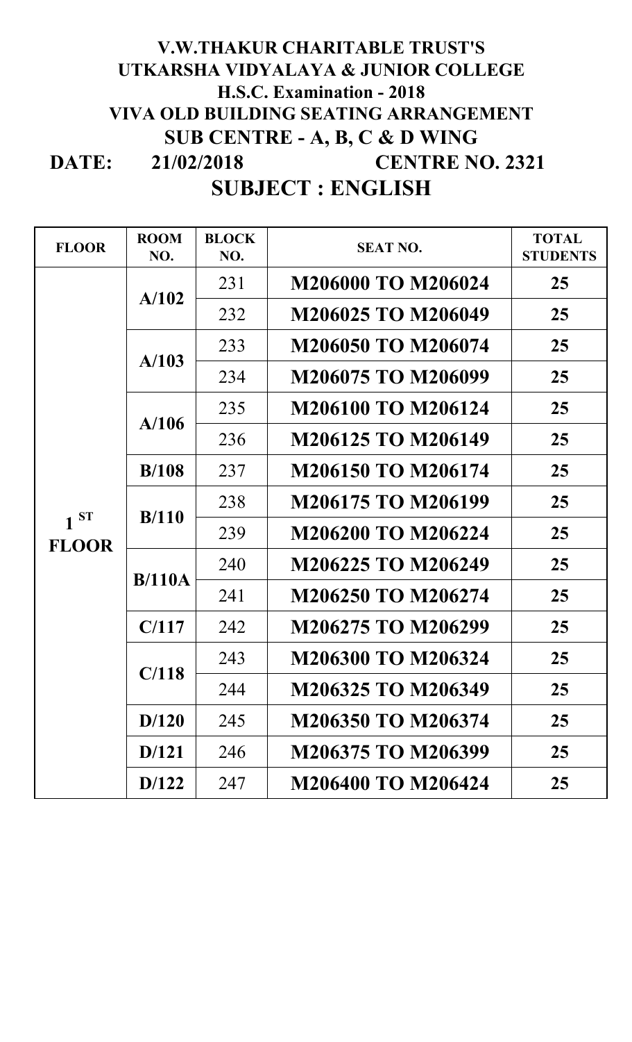# V.W.THAKUR CHARITABLE TRUST'S
# UTKARSHA VIDYALAYA & JUNIOR COLLEGE
## H.S.C. Examination - 2018
## VIVA OLD BUILDING SEATING ARRANGEMENT
## SUB CENTRE - A, B, C & D WING

**DATE: 21/02/2018** **CENTRE NO. 2321**

## SUBJECT : ENGLISH

| FLOOR | ROOM NO. | BLOCK NO. | SEAT NO. | TOTAL STUDENTS |
|---|---|---|---|---|
| 1 ST FLOOR | A/102 | 231 | M206000 TO M206024 | 25 |
| | | 232 | M206025 TO M206049 | 25 |
| | A/103 | 233 | M206050 TO M206074 | 25 |
| | | 234 | M206075 TO M206099 | 25 |
| | A/106 | 235 | M206100 TO M206124 | 25 |
| | | 236 | M206125 TO M206149 | 25 |
| | B/108 | 237 | M206150 TO M206174 | 25 |
| | B/110 | 238 | M206175 TO M206199 | 25 |
| | | 239 | M206200 TO M206224 | 25 |
| | B/110A | 240 | M206225 TO M206249 | 25 |
| | | 241 | M206250 TO M206274 | 25 |
| | C/117 | 242 | M206275 TO M206299 | 25 |
| | C/118 | 243 | M206300 TO M206324 | 25 |
| | | 244 | M206325 TO M206349 | 25 |
| | D/120 | 245 | M206350 TO M206374 | 25 |
| | D/121 | 246 | M206375 TO M206399 | 25 |
| | D/122 | 247 | M206400 TO M206424 | 25 |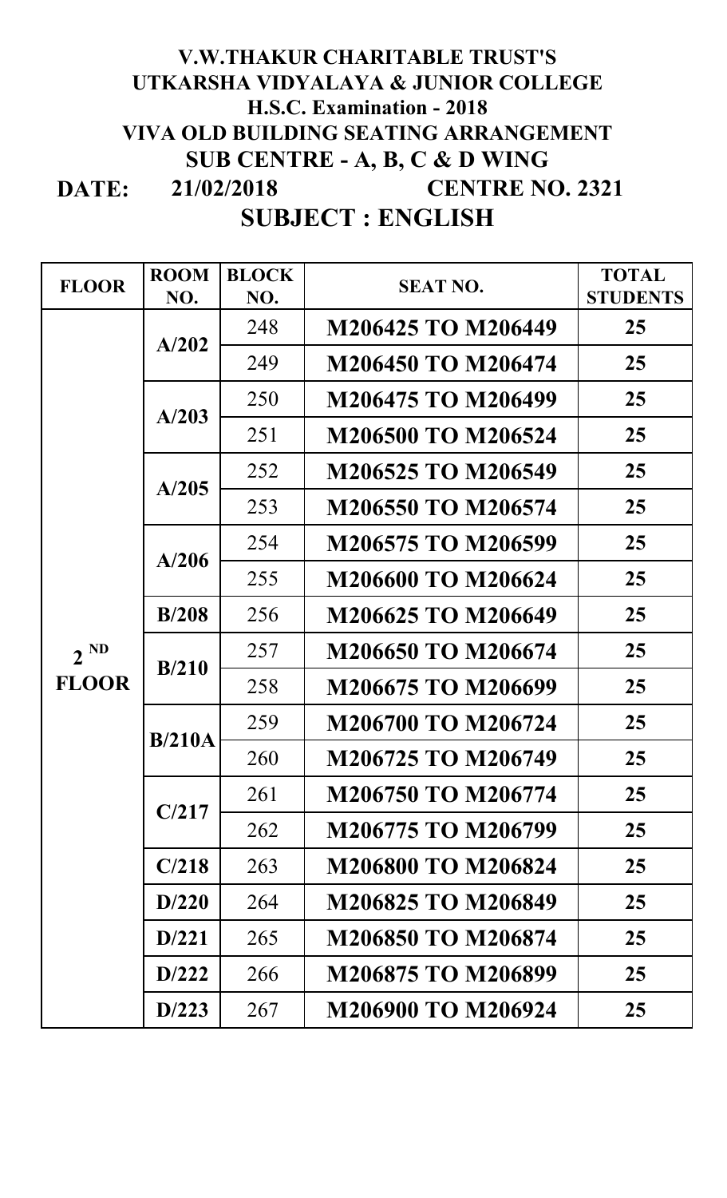# V.W.THAKUR CHARITABLE TRUST'S
# UTKARSHA VIDYALAYA & JUNIOR COLLEGE
## H.S.C. Examination - 2018
## VIVA OLD BUILDING SEATING ARRANGEMENT
## SUB CENTRE - A, B, C & D WING

**DATE: 21/02/2018** **CENTRE NO. 2321**

## SUBJECT : ENGLISH

| FLOOR | ROOM NO. | BLOCK NO. | SEAT NO. | TOTAL STUDENTS |
|---|---|---|---|---|
| 2 ND FLOOR | A/202 | 248 | M206425 TO M206449 | 25 |
| | | 249 | M206450 TO M206474 | 25 |
| | A/203 | 250 | M206475 TO M206499 | 25 |
| | | 251 | M206500 TO M206524 | 25 |
| | A/205 | 252 | M206525 TO M206549 | 25 |
| | | 253 | M206550 TO M206574 | 25 |
| | A/206 | 254 | M206575 TO M206599 | 25 |
| | | 255 | M206600 TO M206624 | 25 |
| | B/208 | 256 | M206625 TO M206649 | 25 |
| | B/210 | 257 | M206650 TO M206674 | 25 |
| | | 258 | M206675 TO M206699 | 25 |
| | B/210A | 259 | M206700 TO M206724 | 25 |
| | | 260 | M206725 TO M206749 | 25 |
| | C/217 | 261 | M206750 TO M206774 | 25 |
| | | 262 | M206775 TO M206799 | 25 |
| | C/218 | 263 | M206800 TO M206824 | 25 |
| | D/220 | 264 | M206825 TO M206849 | 25 |
| | D/221 | 265 | M206850 TO M206874 | 25 |
| | D/222 | 266 | M206875 TO M206899 | 25 |
| | D/223 | 267 | M206900 TO M206924 | 25 |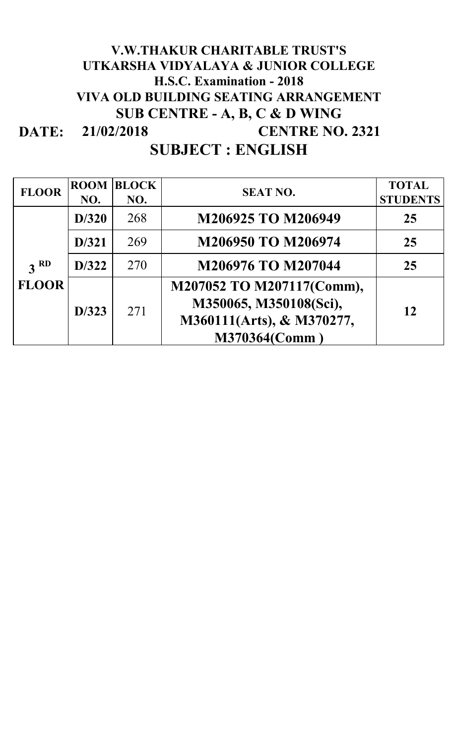# V.W.THAKUR CHARITABLE TRUST'S
# UTKARSHA VIDYALAYA & JUNIOR COLLEGE
## H.S.C. Examination - 2018
## VIVA OLD BUILDING SEATING ARRANGEMENT
## SUB CENTRE - A, B, C & D WING

**DATE: 21/02/2018** **CENTRE NO. 2321**

## SUBJECT : ENGLISH

| FLOOR | ROOM NO. | BLOCK NO. | SEAT NO. | TOTAL STUDENTS |
|---|---|---|---|---|
| 3 RD FLOOR | D/320 | 268 | M206925 TO M206949 | 25 |
| | D/321 | 269 | M206950 TO M206974 | 25 |
| | D/322 | 270 | M206976 TO M207044 | 25 |
| | D/323 | 271 | M207052 TO M207117(Comm), M350065, M350108(Sci), M360111(Arts), & M370277, M370364(Comm ) | 12 |